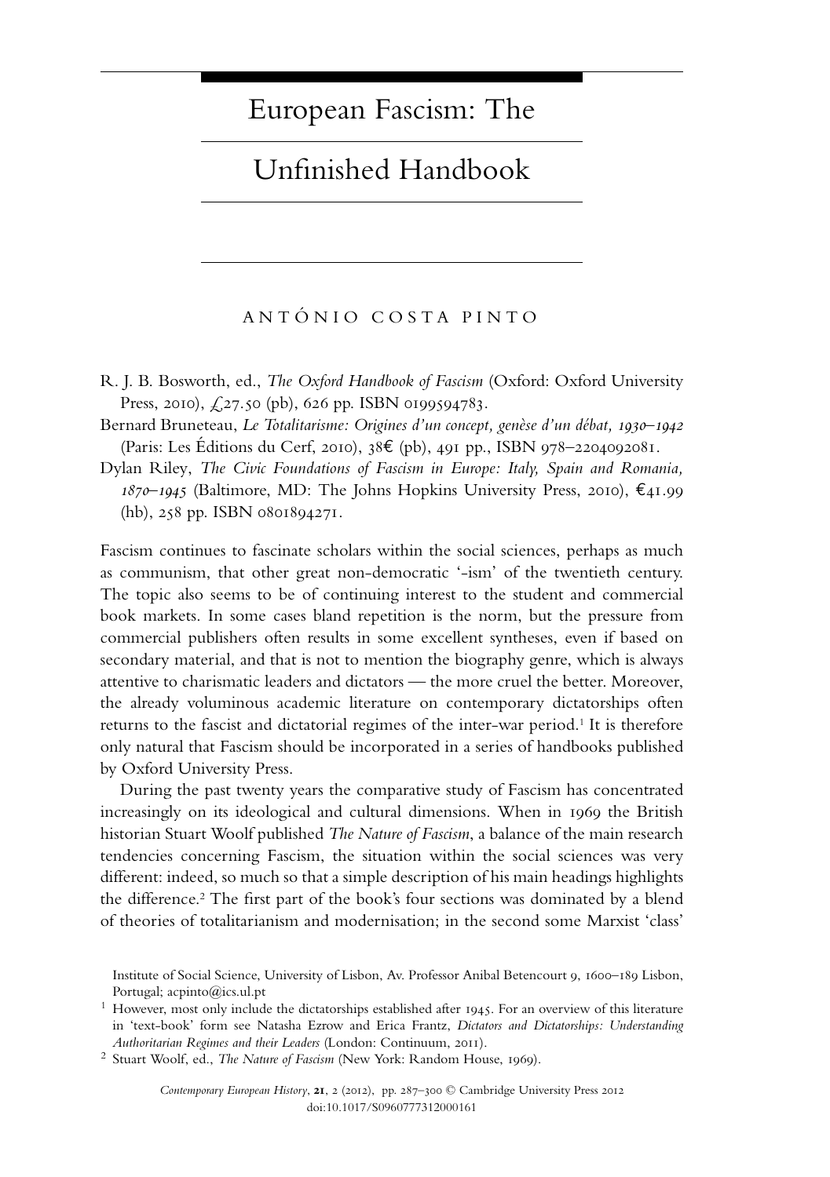# European Fascism: The Unfinished Handbook

ANTÓNIO COSTA PINTO

R. J. B. Bosworth, ed., *The Oxford Handbook of Fascism* (Oxford: Oxford University Press, 2010), £27.50 (pb), 626 pp. ISBN 0199594783.

Bernard Bruneteau, *Le Totalitarisme: Origines d'un concept, genèse d'un débat, 1930–1942* (Paris: Les Éditions du Cerf, 2010), 38€ (pb), 491 pp., ISBN 978–2204092081.

Dylan Riley, *The Civic Foundations of Fascism in Europe: Italy, Spain and Romania, 1870–1945* (Baltimore, MD: The Johns Hopkins University Press, 2010), €41.99 (hb), 258 pp. ISBN 0801894271.

Fascism continues to fascinate scholars within the social sciences, perhaps as much as communism, that other great non-democratic '-ism' of the twentieth century. The topic also seems to be of continuing interest to the student and commercial book markets. In some cases bland repetition is the norm, but the pressure from commercial publishers often results in some excellent syntheses, even if based on secondary material, and that is not to mention the biography genre, which is always attentive to charismatic leaders and dictators — the more cruel the better. Moreover, the already voluminous academic literature on contemporary dictatorships often returns to the fascist and dictatorial regimes of the inter-war period.[1] It is therefore only natural that Fascism should be incorporated in a series of handbooks published by Oxford University Press.

During the past twenty years the comparative study of Fascism has concentrated increasingly on its ideological and cultural dimensions. When in 1969 the British historian Stuart Woolf published *The Nature of Fascism*, a balance of the main research tendencies concerning Fascism, the situation within the social sciences was very different: indeed, so much so that a simple description of his main headings highlights the difference.[2] The first part of the book's four sections was dominated by a blend of theories of totalitarianism and modernisation; in the second some Marxist 'class'

Institute of Social Science, University of Lisbon, Av. Professor Anibal Betencourt 9, 1600–189 Lisbon, Portugal; acpinto@ics.ul.pt

[1] However, most only include the dictatorships established after 1945. For an overview of this literature in 'text-book' form see Natasha Ezrow and Erica Frantz, *Dictators and Dictatorships: Understanding Authoritarian Regimes and their Leaders* (London: Continuum, 2011).

[2] Stuart Woolf, ed., *The Nature of Fascism* (New York: Random House, 1969).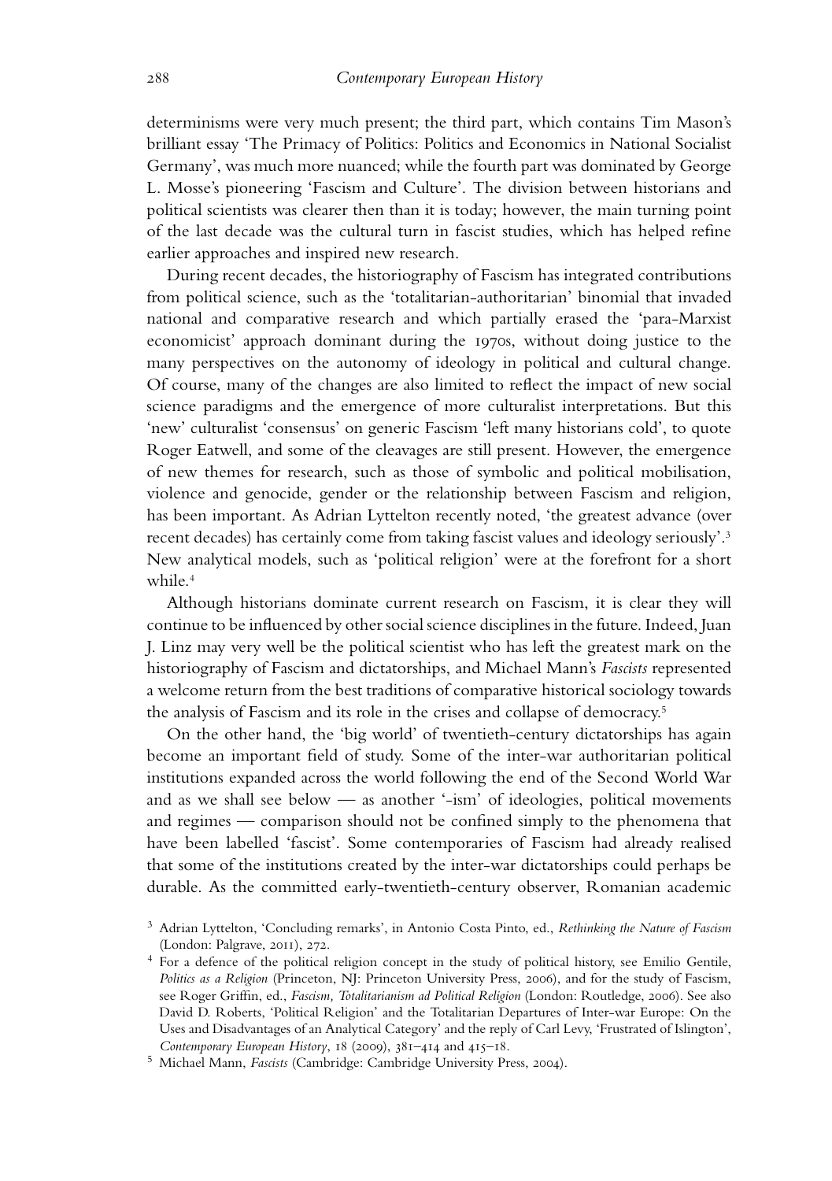determinisms were very much present; the third part, which contains Tim Mason's brilliant essay 'The Primacy of Politics: Politics and Economics in National Socialist Germany', was much more nuanced; while the fourth part was dominated by George L. Mosse's pioneering 'Fascism and Culture'. The division between historians and political scientists was clearer then than it is today; however, the main turning point of the last decade was the cultural turn in fascist studies, which has helped refine earlier approaches and inspired new research.

During recent decades, the historiography of Fascism has integrated contributions from political science, such as the 'totalitarian-authoritarian' binomial that invaded national and comparative research and which partially erased the 'para-Marxist economicist' approach dominant during the 1970s, without doing justice to the many perspectives on the autonomy of ideology in political and cultural change. Of course, many of the changes are also limited to reflect the impact of new social science paradigms and the emergence of more culturalist interpretations. But this 'new' culturalist 'consensus' on generic Fascism 'left many historians cold', to quote Roger Eatwell, and some of the cleavages are still present. However, the emergence of new themes for research, such as those of symbolic and political mobilisation, violence and genocide, gender or the relationship between Fascism and religion, has been important. As Adrian Lyttelton recently noted, 'the greatest advance (over recent decades) has certainly come from taking fascist values and ideology seriously'.[3] New analytical models, such as 'political religion' were at the forefront for a short while.[4]

Although historians dominate current research on Fascism, it is clear they will continue to be influenced by other social science disciplines in the future. Indeed, Juan J. Linz may very well be the political scientist who has left the greatest mark on the historiography of Fascism and dictatorships, and Michael Mann's *Fascists* represented a welcome return from the best traditions of comparative historical sociology towards the analysis of Fascism and its role in the crises and collapse of democracy.[5]

On the other hand, the 'big world' of twentieth-century dictatorships has again become an important field of study. Some of the inter-war authoritarian political institutions expanded across the world following the end of the Second World War and as we shall see below — as another '-ism' of ideologies, political movements and regimes — comparison should not be confined simply to the phenomena that have been labelled 'fascist'. Some contemporaries of Fascism had already realised that some of the institutions created by the inter-war dictatorships could perhaps be durable. As the committed early-twentieth-century observer, Romanian academic

[3] Adrian Lyttelton, 'Concluding remarks', in Antonio Costa Pinto, ed., *Rethinking the Nature of Fascism* (London: Palgrave, 2011), 272.

[4] For a defence of the political religion concept in the study of political history, see Emilio Gentile, *Politics as a Religion* (Princeton, NJ: Princeton University Press, 2006), and for the study of Fascism, see Roger Griffin, ed., *Fascism, Totalitarianism ad Political Religion* (London: Routledge, 2006). See also David D. Roberts, 'Political Religion' and the Totalitarian Departures of Inter-war Europe: On the Uses and Disadvantages of an Analytical Category' and the reply of Carl Levy, 'Frustrated of Islington', *Contemporary European History*, 18 (2009), 381–414 and 415–18.

[5] Michael Mann, *Fascists* (Cambridge: Cambridge University Press, 2004).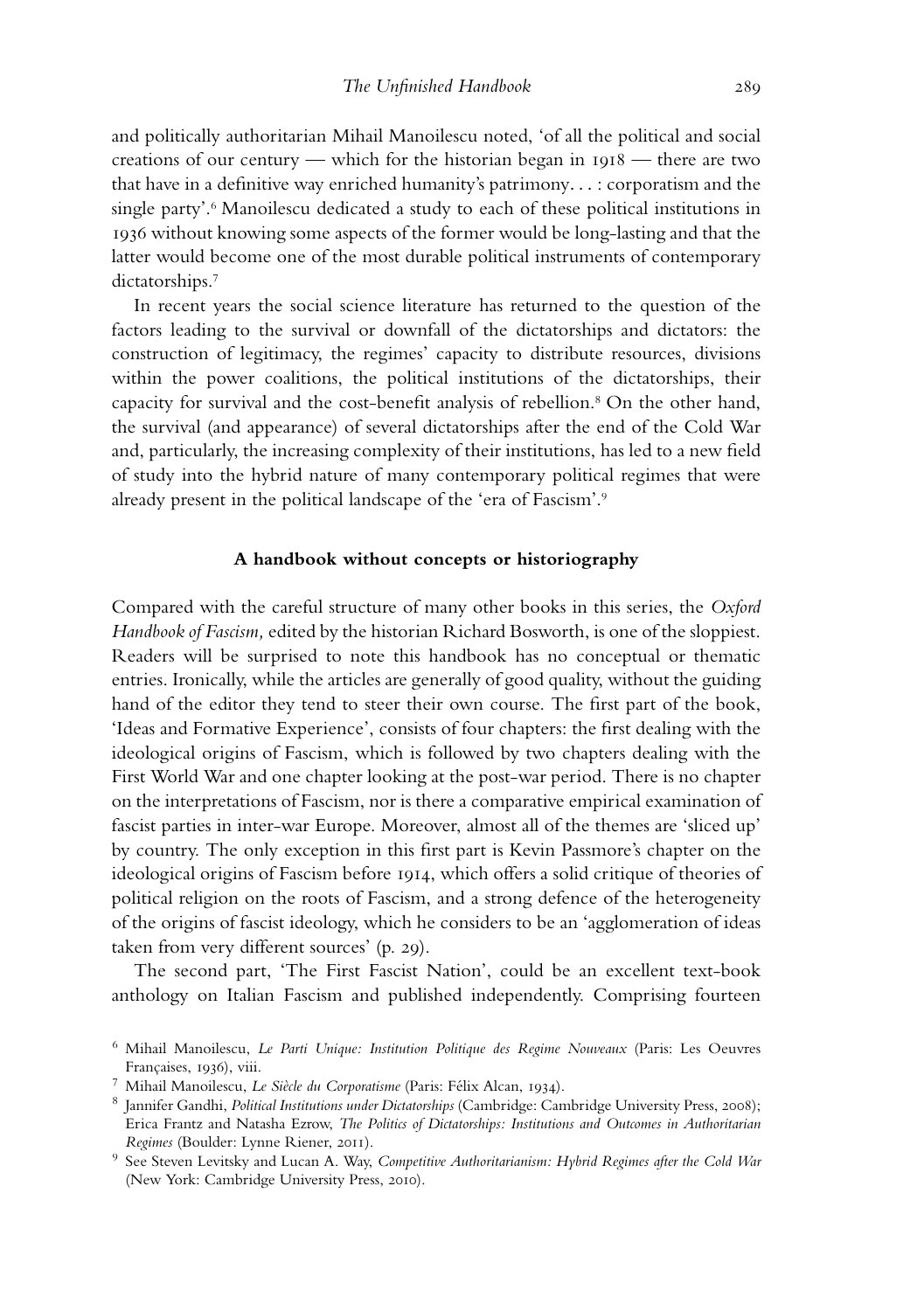and politically authoritarian Mihail Manoilescu noted, 'of all the political and social creations of our century — which for the historian began in 1918 — there are two that have in a definitive way enriched humanity's patrimony. . . : corporatism and the single party'.[6] Manoilescu dedicated a study to each of these political institutions in 1936 without knowing some aspects of the former would be long-lasting and that the latter would become one of the most durable political instruments of contemporary dictatorships.[7]

In recent years the social science literature has returned to the question of the factors leading to the survival or downfall of the dictatorships and dictators: the construction of legitimacy, the regimes' capacity to distribute resources, divisions within the power coalitions, the political institutions of the dictatorships, their capacity for survival and the cost-benefit analysis of rebellion.[8] On the other hand, the survival (and appearance) of several dictatorships after the end of the Cold War and, particularly, the increasing complexity of their institutions, has led to a new field of study into the hybrid nature of many contemporary political regimes that were already present in the political landscape of the 'era of Fascism'.[9]

## A handbook without concepts or historiography

Compared with the careful structure of many other books in this series, the *Oxford Handbook of Fascism,* edited by the historian Richard Bosworth, is one of the sloppiest. Readers will be surprised to note this handbook has no conceptual or thematic entries. Ironically, while the articles are generally of good quality, without the guiding hand of the editor they tend to steer their own course. The first part of the book, 'Ideas and Formative Experience', consists of four chapters: the first dealing with the ideological origins of Fascism, which is followed by two chapters dealing with the First World War and one chapter looking at the post-war period. There is no chapter on the interpretations of Fascism, nor is there a comparative empirical examination of fascist parties in inter-war Europe. Moreover, almost all of the themes are 'sliced up' by country. The only exception in this first part is Kevin Passmore's chapter on the ideological origins of Fascism before 1914, which offers a solid critique of theories of political religion on the roots of Fascism, and a strong defence of the heterogeneity of the origins of fascist ideology, which he considers to be an 'agglomeration of ideas taken from very different sources' (p. 29).

The second part, 'The First Fascist Nation', could be an excellent text-book anthology on Italian Fascism and published independently. Comprising fourteen

[6] Mihail Manoilescu, *Le Parti Unique: Institution Politique des Regime Nouveaux* (Paris: Les Oeuvres Françaises, 1936), viii.

[7] Mihail Manoilescu, *Le Siècle du Corporatisme* (Paris: Félix Alcan, 1934).

[8] Jannifer Gandhi, *Political Institutions under Dictatorships* (Cambridge: Cambridge University Press, 2008); Erica Frantz and Natasha Ezrow, *The Politics of Dictatorships: Institutions and Outcomes in Authoritarian Regimes* (Boulder: Lynne Riener, 2011).

[9] See Steven Levitsky and Lucan A. Way, *Competitive Authoritarianism: Hybrid Regimes after the Cold War* (New York: Cambridge University Press, 2010).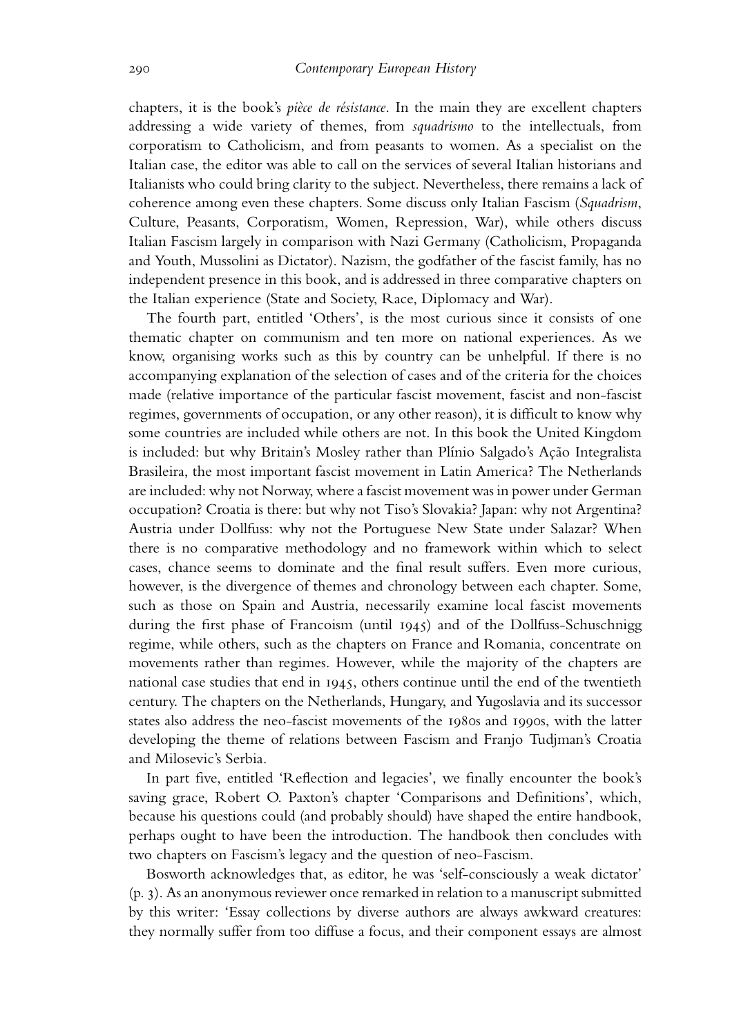chapters, it is the book's *pièce de résistance*. In the main they are excellent chapters addressing a wide variety of themes, from *squadrismo* to the intellectuals, from corporatism to Catholicism, and from peasants to women. As a specialist on the Italian case, the editor was able to call on the services of several Italian historians and Italianists who could bring clarity to the subject. Nevertheless, there remains a lack of coherence among even these chapters. Some discuss only Italian Fascism (*Squadrism*, Culture, Peasants, Corporatism, Women, Repression, War), while others discuss Italian Fascism largely in comparison with Nazi Germany (Catholicism, Propaganda and Youth, Mussolini as Dictator). Nazism, the godfather of the fascist family, has no independent presence in this book, and is addressed in three comparative chapters on the Italian experience (State and Society, Race, Diplomacy and War).

The fourth part, entitled 'Others', is the most curious since it consists of one thematic chapter on communism and ten more on national experiences. As we know, organising works such as this by country can be unhelpful. If there is no accompanying explanation of the selection of cases and of the criteria for the choices made (relative importance of the particular fascist movement, fascist and non-fascist regimes, governments of occupation, or any other reason), it is difficult to know why some countries are included while others are not. In this book the United Kingdom is included: but why Britain's Mosley rather than Plínio Salgado's Ação Integralista Brasileira, the most important fascist movement in Latin America? The Netherlands are included: why not Norway, where a fascist movement was in power under German occupation? Croatia is there: but why not Tiso's Slovakia? Japan: why not Argentina? Austria under Dollfuss: why not the Portuguese New State under Salazar? When there is no comparative methodology and no framework within which to select cases, chance seems to dominate and the final result suffers. Even more curious, however, is the divergence of themes and chronology between each chapter. Some, such as those on Spain and Austria, necessarily examine local fascist movements during the first phase of Francoism (until 1945) and of the Dollfuss-Schuschnigg regime, while others, such as the chapters on France and Romania, concentrate on movements rather than regimes. However, while the majority of the chapters are national case studies that end in 1945, others continue until the end of the twentieth century. The chapters on the Netherlands, Hungary, and Yugoslavia and its successor states also address the neo-fascist movements of the 1980s and 1990s, with the latter developing the theme of relations between Fascism and Franjo Tudjman's Croatia and Milosevic's Serbia.

In part five, entitled 'Reflection and legacies', we finally encounter the book's saving grace, Robert O. Paxton's chapter 'Comparisons and Definitions', which, because his questions could (and probably should) have shaped the entire handbook, perhaps ought to have been the introduction. The handbook then concludes with two chapters on Fascism's legacy and the question of neo-Fascism.

Bosworth acknowledges that, as editor, he was 'self-consciously a weak dictator' (p. 3). As an anonymous reviewer once remarked in relation to a manuscript submitted by this writer: 'Essay collections by diverse authors are always awkward creatures: they normally suffer from too diffuse a focus, and their component essays are almost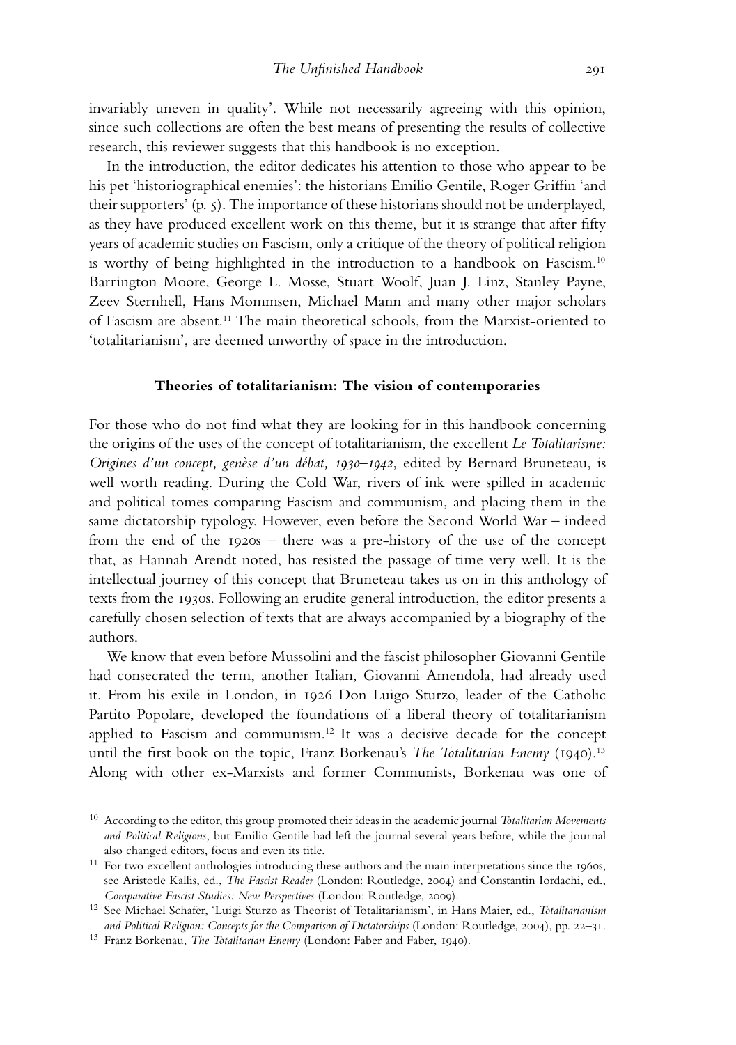invariably uneven in quality'. While not necessarily agreeing with this opinion, since such collections are often the best means of presenting the results of collective research, this reviewer suggests that this handbook is no exception.

In the introduction, the editor dedicates his attention to those who appear to be his pet 'historiographical enemies': the historians Emilio Gentile, Roger Griffin 'and their supporters' (p. 5). The importance of these historians should not be underplayed, as they have produced excellent work on this theme, but it is strange that after fifty years of academic studies on Fascism, only a critique of the theory of political religion is worthy of being highlighted in the introduction to a handbook on Fascism.[10] Barrington Moore, George L. Mosse, Stuart Woolf, Juan J. Linz, Stanley Payne, Zeev Sternhell, Hans Mommsen, Michael Mann and many other major scholars of Fascism are absent.[11] The main theoretical schools, from the Marxist-oriented to 'totalitarianism', are deemed unworthy of space in the introduction.

## Theories of totalitarianism: The vision of contemporaries

For those who do not find what they are looking for in this handbook concerning the origins of the uses of the concept of totalitarianism, the excellent *Le Totalitarisme: Origines d'un concept, genèse d'un débat, 1930–1942*, edited by Bernard Bruneteau, is well worth reading. During the Cold War, rivers of ink were spilled in academic and political tomes comparing Fascism and communism, and placing them in the same dictatorship typology. However, even before the Second World War – indeed from the end of the 1920s – there was a pre-history of the use of the concept that, as Hannah Arendt noted, has resisted the passage of time very well. It is the intellectual journey of this concept that Bruneteau takes us on in this anthology of texts from the 1930s. Following an erudite general introduction, the editor presents a carefully chosen selection of texts that are always accompanied by a biography of the authors.

We know that even before Mussolini and the fascist philosopher Giovanni Gentile had consecrated the term, another Italian, Giovanni Amendola, had already used it. From his exile in London, in 1926 Don Luigo Sturzo, leader of the Catholic Partito Popolare, developed the foundations of a liberal theory of totalitarianism applied to Fascism and communism.[12] It was a decisive decade for the concept until the first book on the topic, Franz Borkenau's *The Totalitarian Enemy* (1940).[13] Along with other ex-Marxists and former Communists, Borkenau was one of

---

[10] According to the editor, this group promoted their ideas in the academic journal *Totalitarian Movements and Political Religions*, but Emilio Gentile had left the journal several years before, while the journal also changed editors, focus and even its title.

[11] For two excellent anthologies introducing these authors and the main interpretations since the 1960s, see Aristotle Kallis, ed., *The Fascist Reader* (London: Routledge, 2004) and Constantin Iordachi, ed., *Comparative Fascist Studies: New Perspectives* (London: Routledge, 2009).

[12] See Michael Schafer, 'Luigi Sturzo as Theorist of Totalitarianism', in Hans Maier, ed., *Totalitarianism and Political Religion: Concepts for the Comparison of Dictatorships* (London: Routledge, 2004), pp. 22–31.

[13] Franz Borkenau, *The Totalitarian Enemy* (London: Faber and Faber, 1940).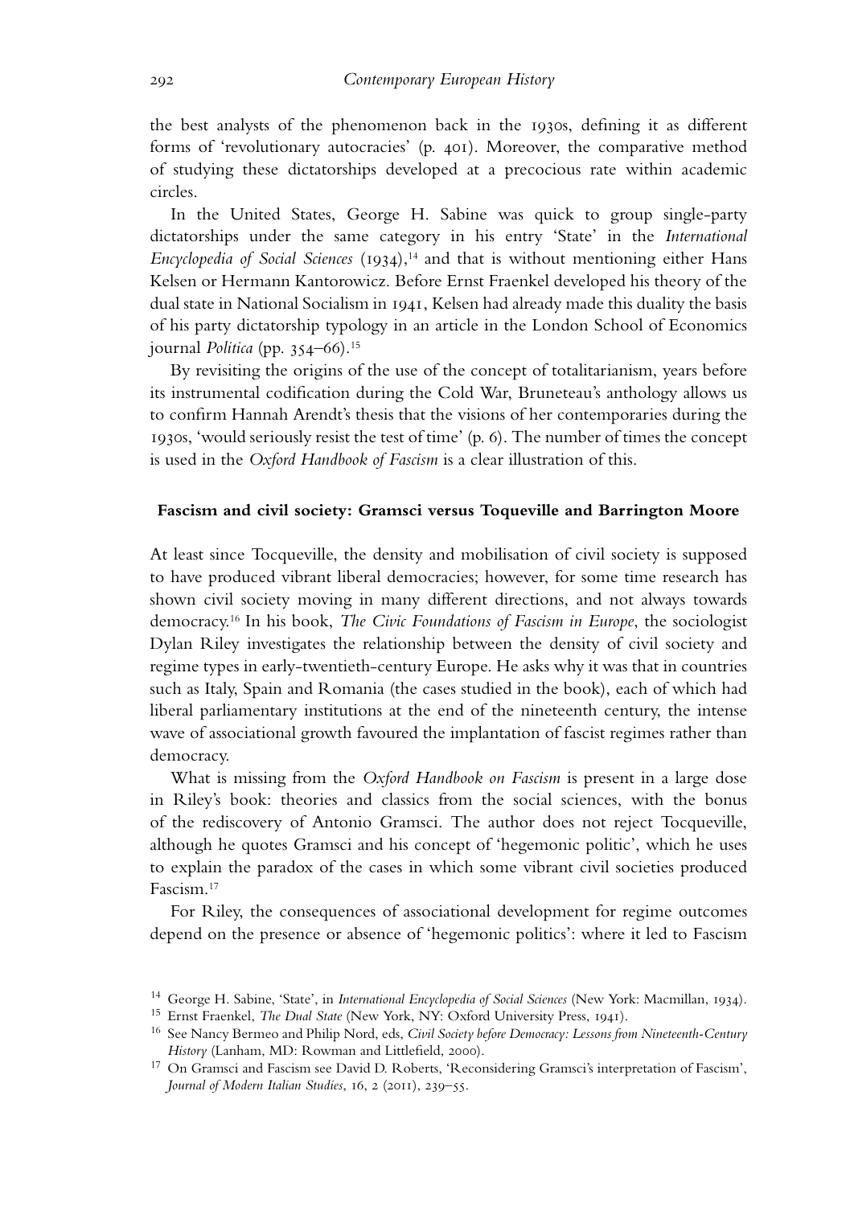the best analysts of the phenomenon back in the 1930s, defining it as different forms of 'revolutionary autocracies' (p. 401). Moreover, the comparative method of studying these dictatorships developed at a precocious rate within academic circles.

In the United States, George H. Sabine was quick to group single-party dictatorships under the same category in his entry 'State' in the *International Encyclopedia of Social Sciences* (1934),[14] and that is without mentioning either Hans Kelsen or Hermann Kantorowicz. Before Ernst Fraenkel developed his theory of the dual state in National Socialism in 1941, Kelsen had already made this duality the basis of his party dictatorship typology in an article in the London School of Economics journal *Politica* (pp. 354–66).[15]

By revisiting the origins of the use of the concept of totalitarianism, years before its instrumental codification during the Cold War, Bruneteau's anthology allows us to confirm Hannah Arendt's thesis that the visions of her contemporaries during the 1930s, 'would seriously resist the test of time' (p. 6). The number of times the concept is used in the *Oxford Handbook of Fascism* is a clear illustration of this.

### Fascism and civil society: Gramsci versus Toqueville and Barrington Moore

At least since Tocqueville, the density and mobilisation of civil society is supposed to have produced vibrant liberal democracies; however, for some time research has shown civil society moving in many different directions, and not always towards democracy.[16] In his book, *The Civic Foundations of Fascism in Europe*, the sociologist Dylan Riley investigates the relationship between the density of civil society and regime types in early-twentieth-century Europe. He asks why it was that in countries such as Italy, Spain and Romania (the cases studied in the book), each of which had liberal parliamentary institutions at the end of the nineteenth century, the intense wave of associational growth favoured the implantation of fascist regimes rather than democracy.

What is missing from the *Oxford Handbook on Fascism* is present in a large dose in Riley's book: theories and classics from the social sciences, with the bonus of the rediscovery of Antonio Gramsci. The author does not reject Tocqueville, although he quotes Gramsci and his concept of 'hegemonic politic', which he uses to explain the paradox of the cases in which some vibrant civil societies produced Fascism.[17]

For Riley, the consequences of associational development for regime outcomes depend on the presence or absence of 'hegemonic politics': where it led to Fascism

[14] George H. Sabine, 'State', in *International Encyclopedia of Social Sciences* (New York: Macmillan, 1934).

[15] Ernst Fraenkel, *The Dual State* (New York, NY: Oxford University Press, 1941).

[16] See Nancy Bermeo and Philip Nord, eds, *Civil Society before Democracy: Lessons from Nineteenth-Century History* (Lanham, MD: Rowman and Littlefield, 2000).

[17] On Gramsci and Fascism see David D. Roberts, 'Reconsidering Gramsci's interpretation of Fascism', *Journal of Modern Italian Studies*, 16, 2 (2011), 239–55.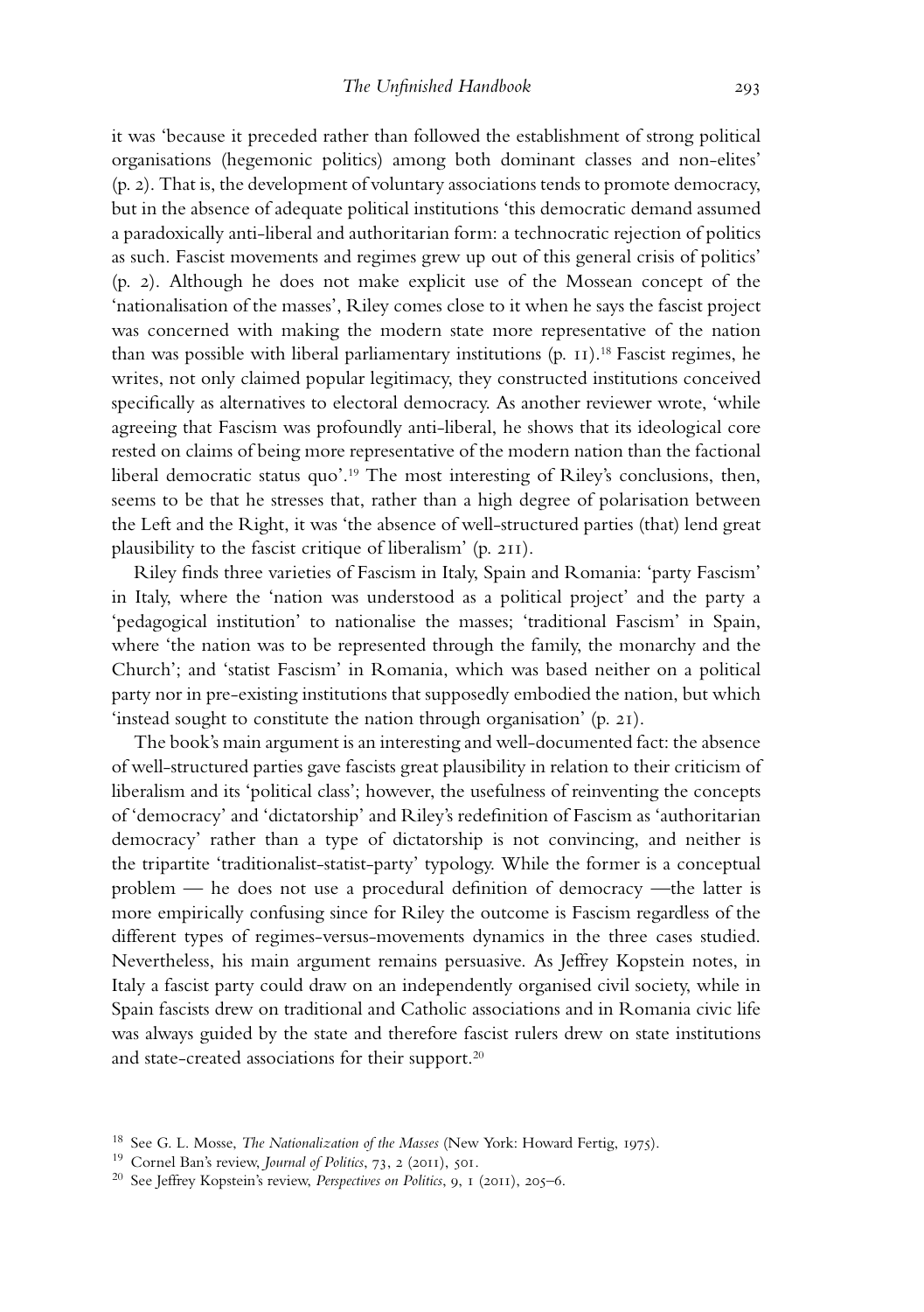it was 'because it preceded rather than followed the establishment of strong political organisations (hegemonic politics) among both dominant classes and non-elites' (p. 2). That is, the development of voluntary associations tends to promote democracy, but in the absence of adequate political institutions 'this democratic demand assumed a paradoxically anti-liberal and authoritarian form: a technocratic rejection of politics as such. Fascist movements and regimes grew up out of this general crisis of politics' (p. 2). Although he does not make explicit use of the Mossean concept of the 'nationalisation of the masses', Riley comes close to it when he says the fascist project was concerned with making the modern state more representative of the nation than was possible with liberal parliamentary institutions (p. 11).[18] Fascist regimes, he writes, not only claimed popular legitimacy, they constructed institutions conceived specifically as alternatives to electoral democracy. As another reviewer wrote, 'while agreeing that Fascism was profoundly anti-liberal, he shows that its ideological core rested on claims of being more representative of the modern nation than the factional liberal democratic status quo'.[19] The most interesting of Riley's conclusions, then, seems to be that he stresses that, rather than a high degree of polarisation between the Left and the Right, it was 'the absence of well-structured parties (that) lend great plausibility to the fascist critique of liberalism' (p. 211).

Riley finds three varieties of Fascism in Italy, Spain and Romania: 'party Fascism' in Italy, where the 'nation was understood as a political project' and the party a 'pedagogical institution' to nationalise the masses; 'traditional Fascism' in Spain, where 'the nation was to be represented through the family, the monarchy and the Church'; and 'statist Fascism' in Romania, which was based neither on a political party nor in pre-existing institutions that supposedly embodied the nation, but which 'instead sought to constitute the nation through organisation' (p. 21).

The book's main argument is an interesting and well-documented fact: the absence of well-structured parties gave fascists great plausibility in relation to their criticism of liberalism and its 'political class'; however, the usefulness of reinventing the concepts of 'democracy' and 'dictatorship' and Riley's redefinition of Fascism as 'authoritarian democracy' rather than a type of dictatorship is not convincing, and neither is the tripartite 'traditionalist-statist-party' typology. While the former is a conceptual problem — he does not use a procedural definition of democracy —the latter is more empirically confusing since for Riley the outcome is Fascism regardless of the different types of regimes-versus-movements dynamics in the three cases studied. Nevertheless, his main argument remains persuasive. As Jeffrey Kopstein notes, in Italy a fascist party could draw on an independently organised civil society, while in Spain fascists drew on traditional and Catholic associations and in Romania civic life was always guided by the state and therefore fascist rulers drew on state institutions and state-created associations for their support.[20]

[18] See G. L. Mosse, *The Nationalization of the Masses* (New York: Howard Fertig, 1975).

[19] Cornel Ban's review, *Journal of Politics*, 73, 2 (2011), 501.

[20] See Jeffrey Kopstein's review, *Perspectives on Politics*, 9, 1 (2011), 205–6.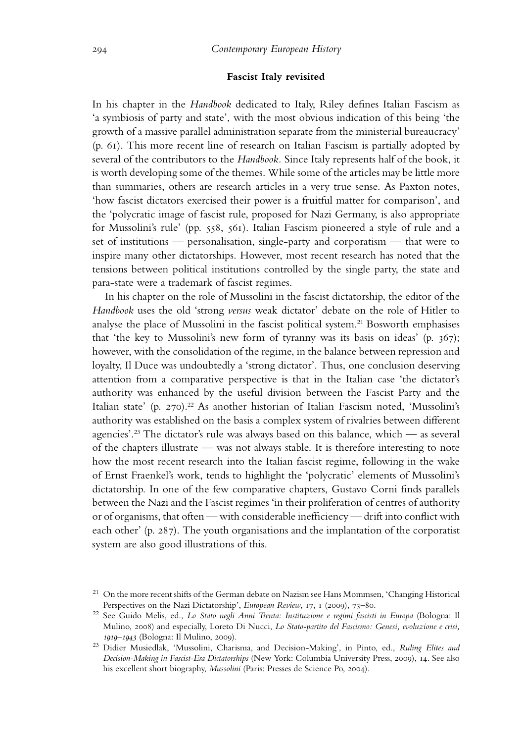## Fascist Italy revisited

In his chapter in the *Handbook* dedicated to Italy, Riley defines Italian Fascism as 'a symbiosis of party and state', with the most obvious indication of this being 'the growth of a massive parallel administration separate from the ministerial bureaucracy' (p. 61). This more recent line of research on Italian Fascism is partially adopted by several of the contributors to the *Handbook*. Since Italy represents half of the book, it is worth developing some of the themes. While some of the articles may be little more than summaries, others are research articles in a very true sense. As Paxton notes, 'how fascist dictators exercised their power is a fruitful matter for comparison', and the 'polycratic image of fascist rule, proposed for Nazi Germany, is also appropriate for Mussolini's rule' (pp. 558, 561). Italian Fascism pioneered a style of rule and a set of institutions — personalisation, single-party and corporatism — that were to inspire many other dictatorships. However, most recent research has noted that the tensions between political institutions controlled by the single party, the state and para-state were a trademark of fascist regimes.

In his chapter on the role of Mussolini in the fascist dictatorship, the editor of the *Handbook* uses the old 'strong *versus* weak dictator' debate on the role of Hitler to analyse the place of Mussolini in the fascist political system.[21] Bosworth emphasises that 'the key to Mussolini's new form of tyranny was its basis on ideas' (p. 367); however, with the consolidation of the regime, in the balance between repression and loyalty, Il Duce was undoubtedly a 'strong dictator'. Thus, one conclusion deserving attention from a comparative perspective is that in the Italian case 'the dictator's authority was enhanced by the useful division between the Fascist Party and the Italian state' (p. 270).[22] As another historian of Italian Fascism noted, 'Mussolini's authority was established on the basis a complex system of rivalries between different agencies'.[23] The dictator's rule was always based on this balance, which — as several of the chapters illustrate — was not always stable. It is therefore interesting to note how the most recent research into the Italian fascist regime, following in the wake of Ernst Fraenkel's work, tends to highlight the 'polycratic' elements of Mussolini's dictatorship. In one of the few comparative chapters, Gustavo Corni finds parallels between the Nazi and the Fascist regimes 'in their proliferation of centres of authority or of organisms, that often — with considerable inefficiency — drift into conflict with each other' (p. 287). The youth organisations and the implantation of the corporatist system are also good illustrations of this.

[21] On the more recent shifts of the German debate on Nazism see Hans Mommsen, 'Changing Historical Perspectives on the Nazi Dictatorship', *European Review*, 17, 1 (2009), 73–80.

[22] See Guido Melis, ed., *Lo Stato negli Anni Trenta: Instituzione e regimi fascisti in Europa* (Bologna: Il Mulino, 2008) and especially, Loreto Di Nucci, *Lo Stato-partito del Fascismo: Genesi, evoluzione e crisi, 1919–1943* (Bologna: Il Mulino, 2009).

[23] Didier Musiedlak, 'Mussolini, Charisma, and Decision-Making', in Pinto, ed., *Ruling Elites and Decision-Making in Fascist-Era Dictatorships* (New York: Columbia University Press, 2009), 14. See also his excellent short biography, *Mussolini* (Paris: Presses de Science Po, 2004).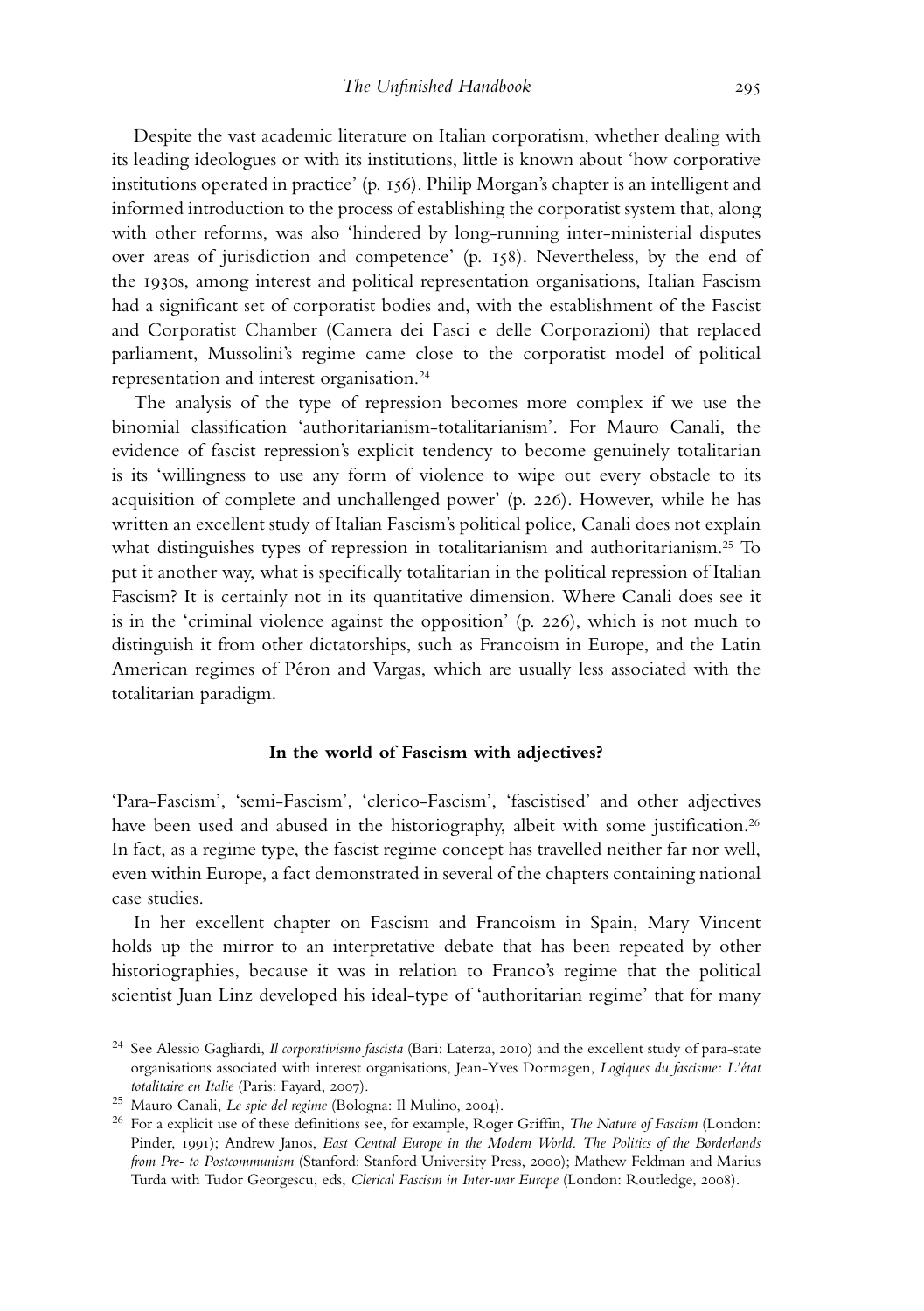Despite the vast academic literature on Italian corporatism, whether dealing with its leading ideologues or with its institutions, little is known about 'how corporative institutions operated in practice' (p. 156). Philip Morgan's chapter is an intelligent and informed introduction to the process of establishing the corporatist system that, along with other reforms, was also 'hindered by long-running inter-ministerial disputes over areas of jurisdiction and competence' (p. 158). Nevertheless, by the end of the 1930s, among interest and political representation organisations, Italian Fascism had a significant set of corporatist bodies and, with the establishment of the Fascist and Corporatist Chamber (Camera dei Fasci e delle Corporazioni) that replaced parliament, Mussolini's regime came close to the corporatist model of political representation and interest organisation.[24]

The analysis of the type of repression becomes more complex if we use the binomial classification 'authoritarianism-totalitarianism'. For Mauro Canali, the evidence of fascist repression's explicit tendency to become genuinely totalitarian is its 'willingness to use any form of violence to wipe out every obstacle to its acquisition of complete and unchallenged power' (p. 226). However, while he has written an excellent study of Italian Fascism's political police, Canali does not explain what distinguishes types of repression in totalitarianism and authoritarianism.[25] To put it another way, what is specifically totalitarian in the political repression of Italian Fascism? It is certainly not in its quantitative dimension. Where Canali does see it is in the 'criminal violence against the opposition' (p. 226), which is not much to distinguish it from other dictatorships, such as Francoism in Europe, and the Latin American regimes of Péron and Vargas, which are usually less associated with the totalitarian paradigm.

### In the world of Fascism with adjectives?

'Para-Fascism', 'semi-Fascism', 'clerico-Fascism', 'fascistised' and other adjectives have been used and abused in the historiography, albeit with some justification.[26] In fact, as a regime type, the fascist regime concept has travelled neither far nor well, even within Europe, a fact demonstrated in several of the chapters containing national case studies.

In her excellent chapter on Fascism and Francoism in Spain, Mary Vincent holds up the mirror to an interpretative debate that has been repeated by other historiographies, because it was in relation to Franco's regime that the political scientist Juan Linz developed his ideal-type of 'authoritarian regime' that for many

[24] See Alessio Gagliardi, *Il corporativismo fascista* (Bari: Laterza, 2010) and the excellent study of para-state organisations associated with interest organisations, Jean-Yves Dormagen, *Logiques du fascisme: L'état totalitaire en Italie* (Paris: Fayard, 2007).

[25] Mauro Canali, *Le spie del regime* (Bologna: Il Mulino, 2004).

[26] For a explicit use of these definitions see, for example, Roger Griffin, *The Nature of Fascism* (London: Pinder, 1991); Andrew Janos, *East Central Europe in the Modern World. The Politics of the Borderlands from Pre- to Postcommunism* (Stanford: Stanford University Press, 2000); Mathew Feldman and Marius Turda with Tudor Georgescu, eds, *Clerical Fascism in Inter-war Europe* (London: Routledge, 2008).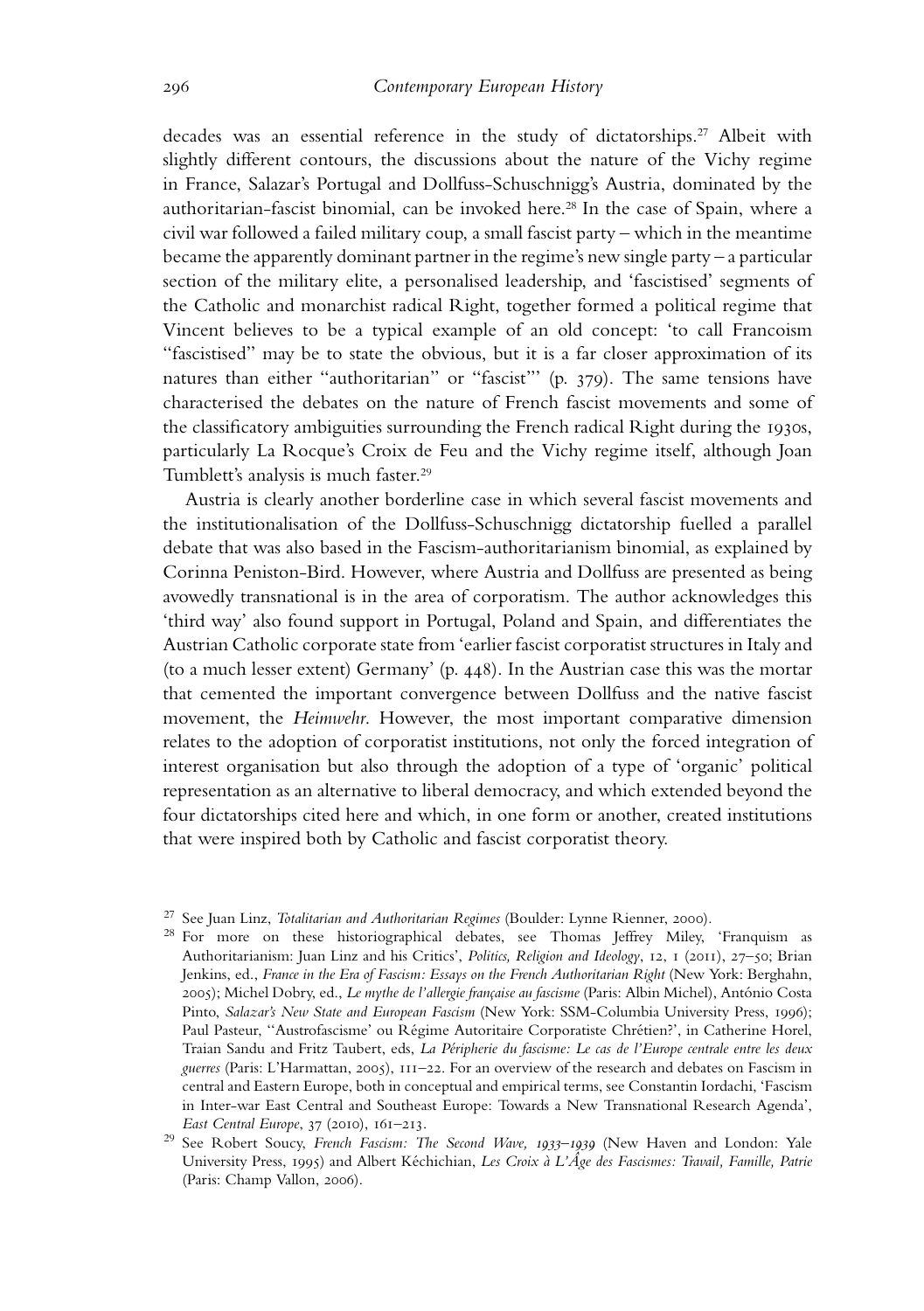decades was an essential reference in the study of dictatorships.[27] Albeit with slightly different contours, the discussions about the nature of the Vichy regime in France, Salazar's Portugal and Dollfuss-Schuschnigg's Austria, dominated by the authoritarian-fascist binomial, can be invoked here.[28] In the case of Spain, where a civil war followed a failed military coup, a small fascist party – which in the meantime became the apparently dominant partner in the regime's new single party – a particular section of the military elite, a personalised leadership, and 'fascistised' segments of the Catholic and monarchist radical Right, together formed a political regime that Vincent believes to be a typical example of an old concept: 'to call Francoism "fascistised" may be to state the obvious, but it is a far closer approximation of its natures than either "authoritarian" or "fascist"' (p. 379). The same tensions have characterised the debates on the nature of French fascist movements and some of the classificatory ambiguities surrounding the French radical Right during the 1930s, particularly La Rocque's Croix de Feu and the Vichy regime itself, although Joan Tumblett's analysis is much faster.[29]

Austria is clearly another borderline case in which several fascist movements and the institutionalisation of the Dollfuss-Schuschnigg dictatorship fuelled a parallel debate that was also based in the Fascism-authoritarianism binomial, as explained by Corinna Peniston-Bird. However, where Austria and Dollfuss are presented as being avowedly transnational is in the area of corporatism. The author acknowledges this 'third way' also found support in Portugal, Poland and Spain, and differentiates the Austrian Catholic corporate state from 'earlier fascist corporatist structures in Italy and (to a much lesser extent) Germany' (p. 448). In the Austrian case this was the mortar that cemented the important convergence between Dollfuss and the native fascist movement, the *Heimwehr*. However, the most important comparative dimension relates to the adoption of corporatist institutions, not only the forced integration of interest organisation but also through the adoption of a type of 'organic' political representation as an alternative to liberal democracy, and which extended beyond the four dictatorships cited here and which, in one form or another, created institutions that were inspired both by Catholic and fascist corporatist theory.

[27] See Juan Linz, *Totalitarian and Authoritarian Regimes* (Boulder: Lynne Rienner, 2000).

[28] For more on these historiographical debates, see Thomas Jeffrey Miley, 'Franquism as Authoritarianism: Juan Linz and his Critics', *Politics, Religion and Ideology*, 12, 1 (2011), 27–50; Brian Jenkins, ed., *France in the Era of Fascism: Essays on the French Authoritarian Right* (New York: Berghahn, 2005); Michel Dobry, ed., *Le mythe de l'allergie française au fascisme* (Paris: Albin Michel), António Costa Pinto, *Salazar's New State and European Fascism* (New York: SSM-Columbia University Press, 1996); Paul Pasteur, ''Austrofascisme' ou Régime Autoritaire Corporatiste Chrétien?', in Catherine Horel, Traian Sandu and Fritz Taubert, eds, *La Péripherie du fascisme: Le cas de l'Europe centrale entre les deux guerres* (Paris: L'Harmattan, 2005), 111–22. For an overview of the research and debates on Fascism in central and Eastern Europe, both in conceptual and empirical terms, see Constantin Iordachi, 'Fascism in Inter-war East Central and Southeast Europe: Towards a New Transnational Research Agenda', *East Central Europe*, 37 (2010), 161–213.

[29] See Robert Soucy, *French Fascism: The Second Wave, 1933–1939* (New Haven and London: Yale University Press, 1995) and Albert Kéchichian, *Les Croix à L'Âge des Fascismes: Travail, Famille, Patrie* (Paris: Champ Vallon, 2006).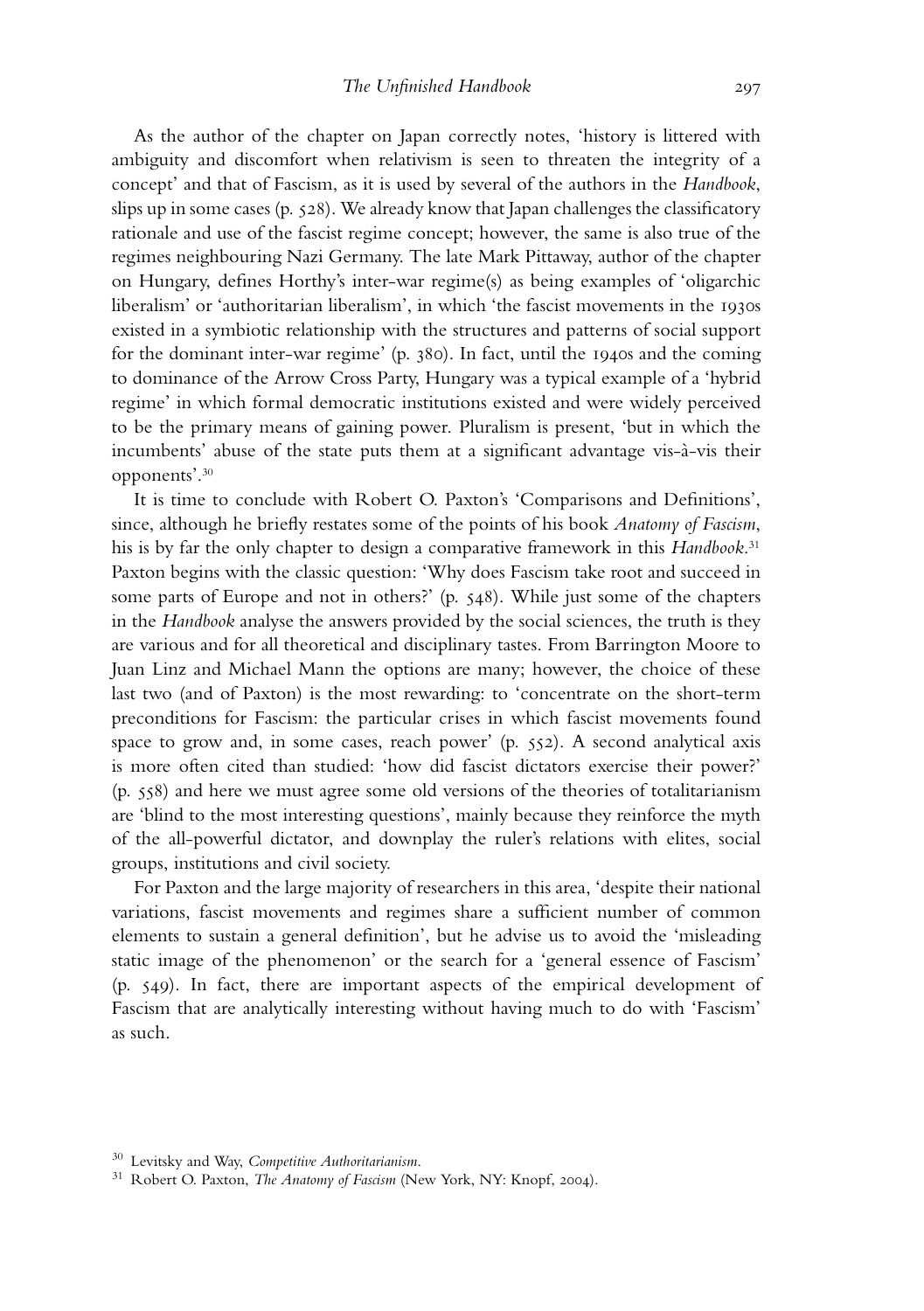As the author of the chapter on Japan correctly notes, 'history is littered with ambiguity and discomfort when relativism is seen to threaten the integrity of a concept' and that of Fascism, as it is used by several of the authors in the *Handbook*, slips up in some cases (p. 528). We already know that Japan challenges the classificatory rationale and use of the fascist regime concept; however, the same is also true of the regimes neighbouring Nazi Germany. The late Mark Pittaway, author of the chapter on Hungary, defines Horthy's inter-war regime(s) as being examples of 'oligarchic liberalism' or 'authoritarian liberalism', in which 'the fascist movements in the 1930s existed in a symbiotic relationship with the structures and patterns of social support for the dominant inter-war regime' (p. 380). In fact, until the 1940s and the coming to dominance of the Arrow Cross Party, Hungary was a typical example of a 'hybrid regime' in which formal democratic institutions existed and were widely perceived to be the primary means of gaining power. Pluralism is present, 'but in which the incumbents' abuse of the state puts them at a significant advantage vis-à-vis their opponents'.[30]

It is time to conclude with Robert O. Paxton's 'Comparisons and Definitions', since, although he briefly restates some of the points of his book *Anatomy of Fascism*, his is by far the only chapter to design a comparative framework in this *Handbook*.[31] Paxton begins with the classic question: 'Why does Fascism take root and succeed in some parts of Europe and not in others?' (p. 548). While just some of the chapters in the *Handbook* analyse the answers provided by the social sciences, the truth is they are various and for all theoretical and disciplinary tastes. From Barrington Moore to Juan Linz and Michael Mann the options are many; however, the choice of these last two (and of Paxton) is the most rewarding: to 'concentrate on the short-term preconditions for Fascism: the particular crises in which fascist movements found space to grow and, in some cases, reach power' (p. 552). A second analytical axis is more often cited than studied: 'how did fascist dictators exercise their power?' (p. 558) and here we must agree some old versions of the theories of totalitarianism are 'blind to the most interesting questions', mainly because they reinforce the myth of the all-powerful dictator, and downplay the ruler's relations with elites, social groups, institutions and civil society.

For Paxton and the large majority of researchers in this area, 'despite their national variations, fascist movements and regimes share a sufficient number of common elements to sustain a general definition', but he advise us to avoid the 'misleading static image of the phenomenon' or the search for a 'general essence of Fascism' (p. 549). In fact, there are important aspects of the empirical development of Fascism that are analytically interesting without having much to do with 'Fascism' as such.

[30] Levitsky and Way, *Competitive Authoritarianism*.

[31] Robert O. Paxton, *The Anatomy of Fascism* (New York, NY: Knopf, 2004).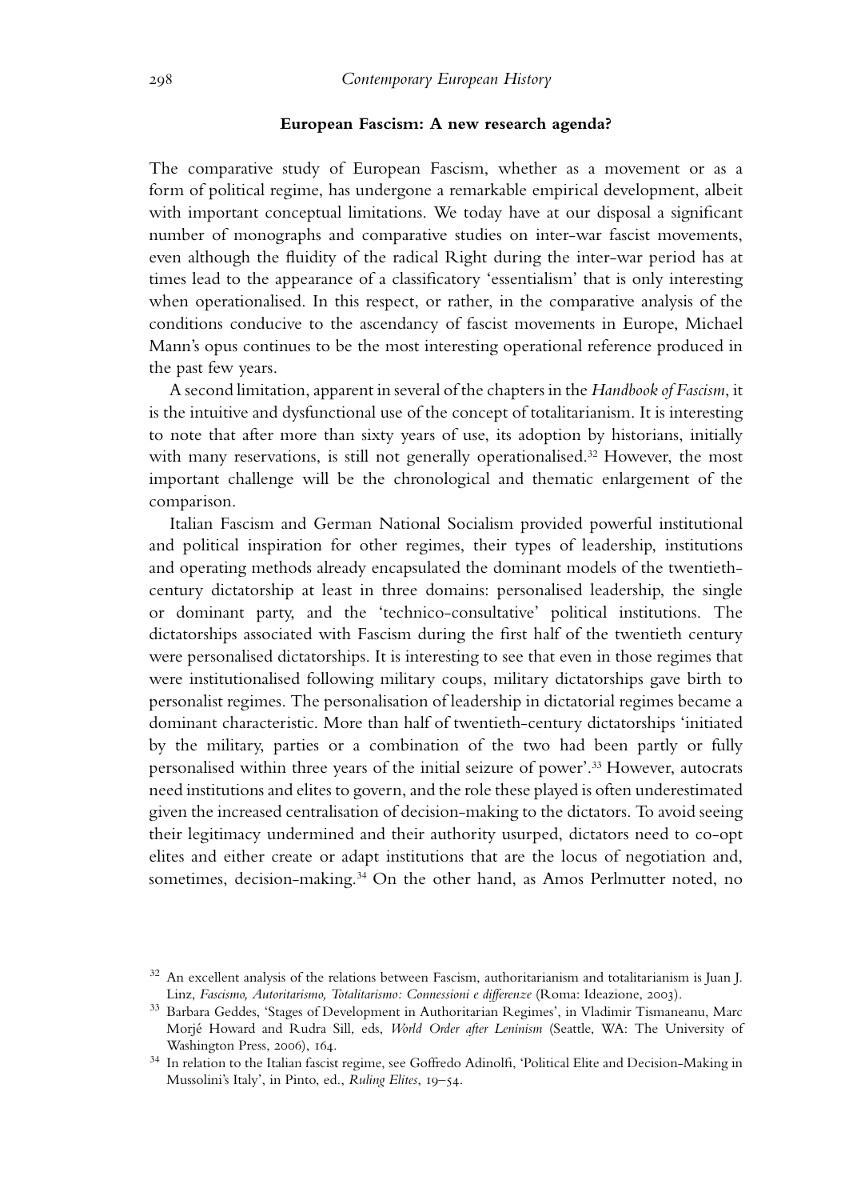**European Fascism: A new research agenda?**

The comparative study of European Fascism, whether as a movement or as a form of political regime, has undergone a remarkable empirical development, albeit with important conceptual limitations. We today have at our disposal a significant number of monographs and comparative studies on inter-war fascist movements, even although the fluidity of the radical Right during the inter-war period has at times lead to the appearance of a classificatory 'essentialism' that is only interesting when operationalised. In this respect, or rather, in the comparative analysis of the conditions conducive to the ascendancy of fascist movements in Europe, Michael Mann's opus continues to be the most interesting operational reference produced in the past few years.

A second limitation, apparent in several of the chapters in the *Handbook of Fascism*, it is the intuitive and dysfunctional use of the concept of totalitarianism. It is interesting to note that after more than sixty years of use, its adoption by historians, initially with many reservations, is still not generally operationalised.[32] However, the most important challenge will be the chronological and thematic enlargement of the comparison.

Italian Fascism and German National Socialism provided powerful institutional and political inspiration for other regimes, their types of leadership, institutions and operating methods already encapsulated the dominant models of the twentieth-century dictatorship at least in three domains: personalised leadership, the single or dominant party, and the 'technico-consultative' political institutions. The dictatorships associated with Fascism during the first half of the twentieth century were personalised dictatorships. It is interesting to see that even in those regimes that were institutionalised following military coups, military dictatorships gave birth to personalist regimes. The personalisation of leadership in dictatorial regimes became a dominant characteristic. More than half of twentieth-century dictatorships 'initiated by the military, parties or a combination of the two had been partly or fully personalised within three years of the initial seizure of power'.[33] However, autocrats need institutions and elites to govern, and the role these played is often underestimated given the increased centralisation of decision-making to the dictators. To avoid seeing their legitimacy undermined and their authority usurped, dictators need to co-opt elites and either create or adapt institutions that are the locus of negotiation and, sometimes, decision-making.[34] On the other hand, as Amos Perlmutter noted, no

[32] An excellent analysis of the relations between Fascism, authoritarianism and totalitarianism is Juan J. Linz, *Fascismo, Autoritarismo, Totalitarismo: Connessioni e differenze* (Roma: Ideazione, 2003).

[33] Barbara Geddes, 'Stages of Development in Authoritarian Regimes', in Vladimir Tismaneanu, Marc Morjé Howard and Rudra Sill, eds, *World Order after Leninism* (Seattle, WA: The University of Washington Press, 2006), 164.

[34] In relation to the Italian fascist regime, see Goffredo Adinolfi, 'Political Elite and Decision-Making in Mussolini's Italy', in Pinto, ed., *Ruling Elites*, 19–54.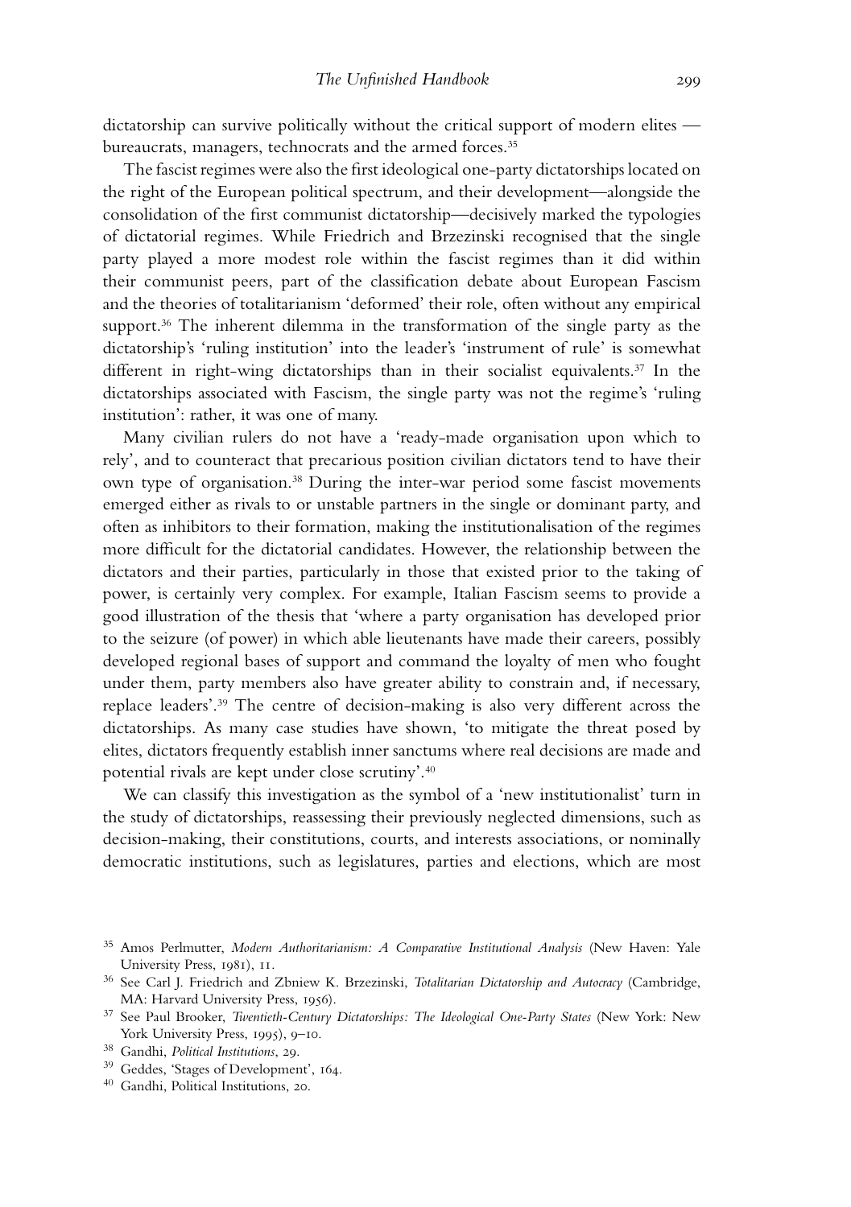dictatorship can survive politically without the critical support of modern elites — bureaucrats, managers, technocrats and the armed forces.[35]

The fascist regimes were also the first ideological one-party dictatorships located on the right of the European political spectrum, and their development—alongside the consolidation of the first communist dictatorship—decisively marked the typologies of dictatorial regimes. While Friedrich and Brzezinski recognised that the single party played a more modest role within the fascist regimes than it did within their communist peers, part of the classification debate about European Fascism and the theories of totalitarianism 'deformed' their role, often without any empirical support.[36] The inherent dilemma in the transformation of the single party as the dictatorship's 'ruling institution' into the leader's 'instrument of rule' is somewhat different in right-wing dictatorships than in their socialist equivalents.[37] In the dictatorships associated with Fascism, the single party was not the regime's 'ruling institution': rather, it was one of many.

Many civilian rulers do not have a 'ready-made organisation upon which to rely', and to counteract that precarious position civilian dictators tend to have their own type of organisation.[38] During the inter-war period some fascist movements emerged either as rivals to or unstable partners in the single or dominant party, and often as inhibitors to their formation, making the institutionalisation of the regimes more difficult for the dictatorial candidates. However, the relationship between the dictators and their parties, particularly in those that existed prior to the taking of power, is certainly very complex. For example, Italian Fascism seems to provide a good illustration of the thesis that 'where a party organisation has developed prior to the seizure (of power) in which able lieutenants have made their careers, possibly developed regional bases of support and command the loyalty of men who fought under them, party members also have greater ability to constrain and, if necessary, replace leaders'.[39] The centre of decision-making is also very different across the dictatorships. As many case studies have shown, 'to mitigate the threat posed by elites, dictators frequently establish inner sanctums where real decisions are made and potential rivals are kept under close scrutiny'.[40]

We can classify this investigation as the symbol of a 'new institutionalist' turn in the study of dictatorships, reassessing their previously neglected dimensions, such as decision-making, their constitutions, courts, and interests associations, or nominally democratic institutions, such as legislatures, parties and elections, which are most

---

[35] Amos Perlmutter, *Modern Authoritarianism: A Comparative Institutional Analysis* (New Haven: Yale University Press, 1981), 11.

[36] See Carl J. Friedrich and Zbniew K. Brzezinski, *Totalitarian Dictatorship and Autocracy* (Cambridge, MA: Harvard University Press, 1956).

[37] See Paul Brooker, *Twentieth-Century Dictatorships: The Ideological One-Party States* (New York: New York University Press, 1995), 9–10.

[38] Gandhi, *Political Institutions*, 29.

[39] Geddes, 'Stages of Development', 164.

[40] Gandhi, Political Institutions, 20.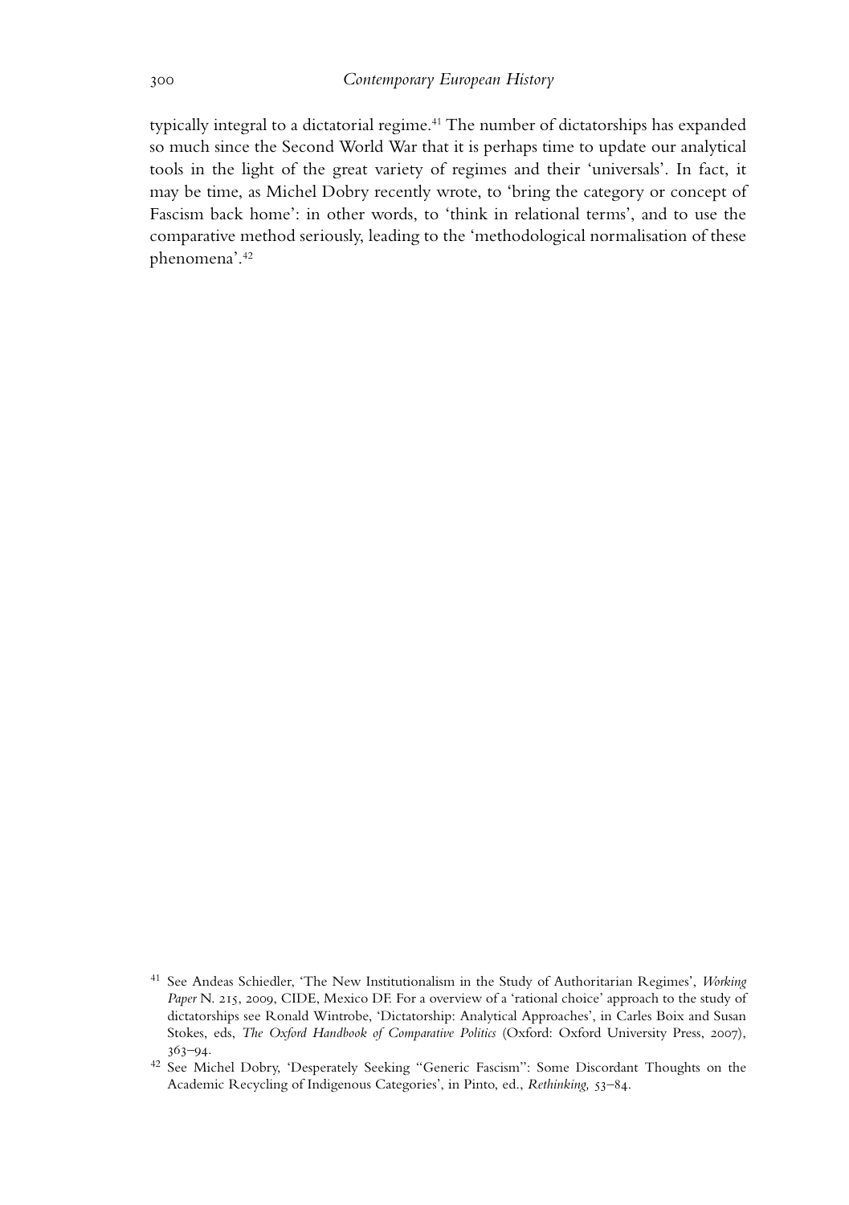typically integral to a dictatorial regime.[41] The number of dictatorships has expanded so much since the Second World War that it is perhaps time to update our analytical tools in the light of the great variety of regimes and their 'universals'. In fact, it may be time, as Michel Dobry recently wrote, to 'bring the category or concept of Fascism back home': in other words, to 'think in relational terms', and to use the comparative method seriously, leading to the 'methodological normalisation of these phenomena'.[42]

[41] See Andeas Schiedler, 'The New Institutionalism in the Study of Authoritarian Regimes', *Working Paper* N. 215, 2009, CIDE, Mexico DF. For a overview of a 'rational choice' approach to the study of dictatorships see Ronald Wintrobe, 'Dictatorship: Analytical Approaches', in Carles Boix and Susan Stokes, eds, *The Oxford Handbook of Comparative Politics* (Oxford: Oxford University Press, 2007), 363–94.

[42] See Michel Dobry, 'Desperately Seeking "Generic Fascism": Some Discordant Thoughts on the Academic Recycling of Indigenous Categories', in Pinto, ed., *Rethinking,* 53–84.